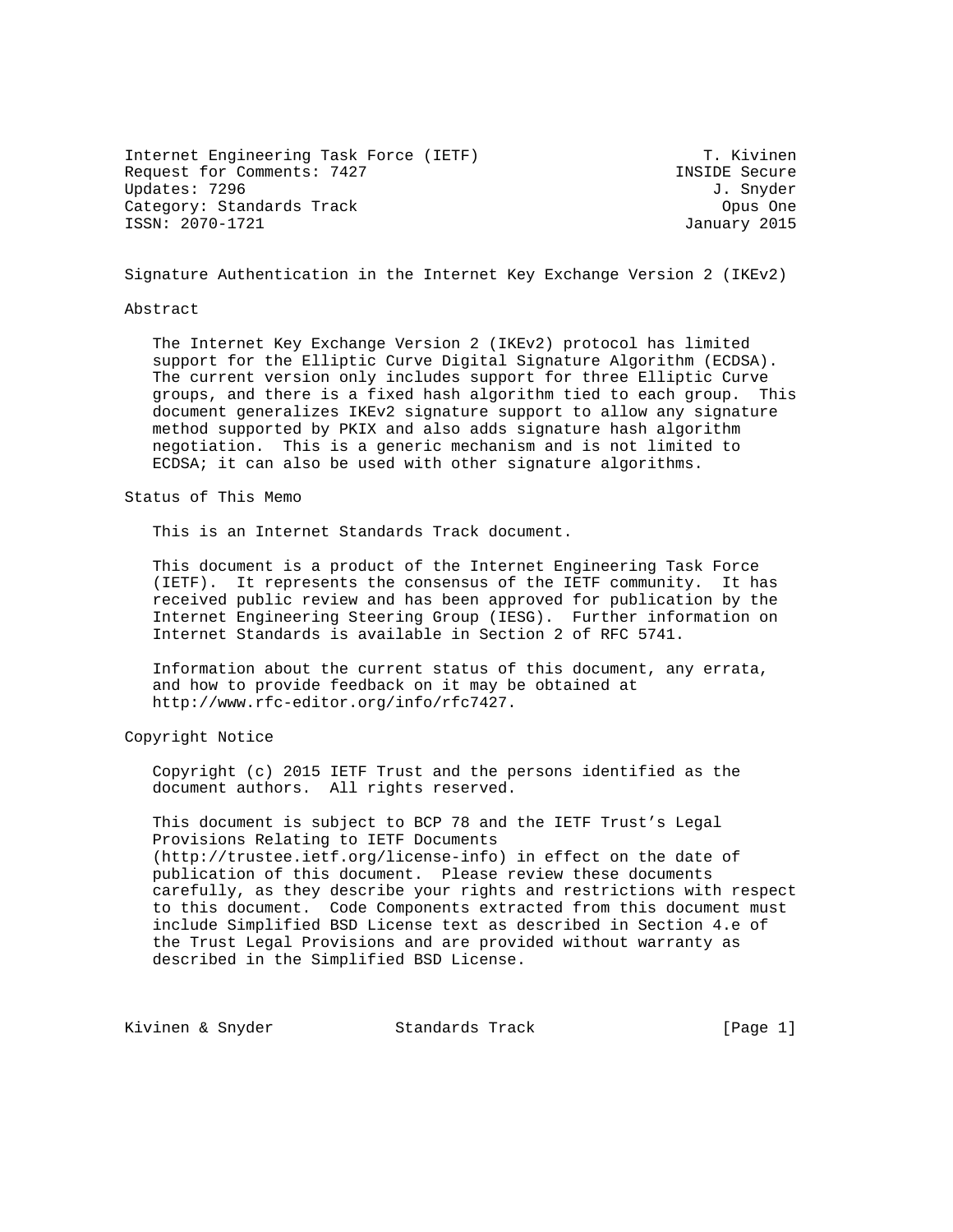Internet Engineering Task Force (IETF)                        T. Kivinen
Request for Comments: 7427                                 INSIDE Secure
Updates: 7296                                                  J. Snyder
Category: Standards Track                                       Opus One
ISSN: 2070-1721                                             January 2015

# Signature Authentication in the Internet Key Exchange Version 2 (IKEv2)

## Abstract

The Internet Key Exchange Version 2 (IKEv2) protocol has limited support for the Elliptic Curve Digital Signature Algorithm (ECDSA). The current version only includes support for three Elliptic Curve groups, and there is a fixed hash algorithm tied to each group. This document generalizes IKEv2 signature support to allow any signature method supported by PKIX and also adds signature hash algorithm negotiation. This is a generic mechanism and is not limited to ECDSA; it can also be used with other signature algorithms.

## Status of This Memo

This is an Internet Standards Track document.

This document is a product of the Internet Engineering Task Force (IETF). It represents the consensus of the IETF community. It has received public review and has been approved for publication by the Internet Engineering Steering Group (IESG). Further information on Internet Standards is available in Section 2 of RFC 5741.

Information about the current status of this document, any errata, and how to provide feedback on it may be obtained at http://www.rfc-editor.org/info/rfc7427.

## Copyright Notice

Copyright (c) 2015 IETF Trust and the persons identified as the document authors. All rights reserved.

This document is subject to BCP 78 and the IETF Trust's Legal Provisions Relating to IETF Documents (http://trustee.ietf.org/license-info) in effect on the date of publication of this document. Please review these documents carefully, as they describe your rights and restrictions with respect to this document. Code Components extracted from this document must include Simplified BSD License text as described in Section 4.e of the Trust Legal Provisions and are provided without warranty as described in the Simplified BSD License.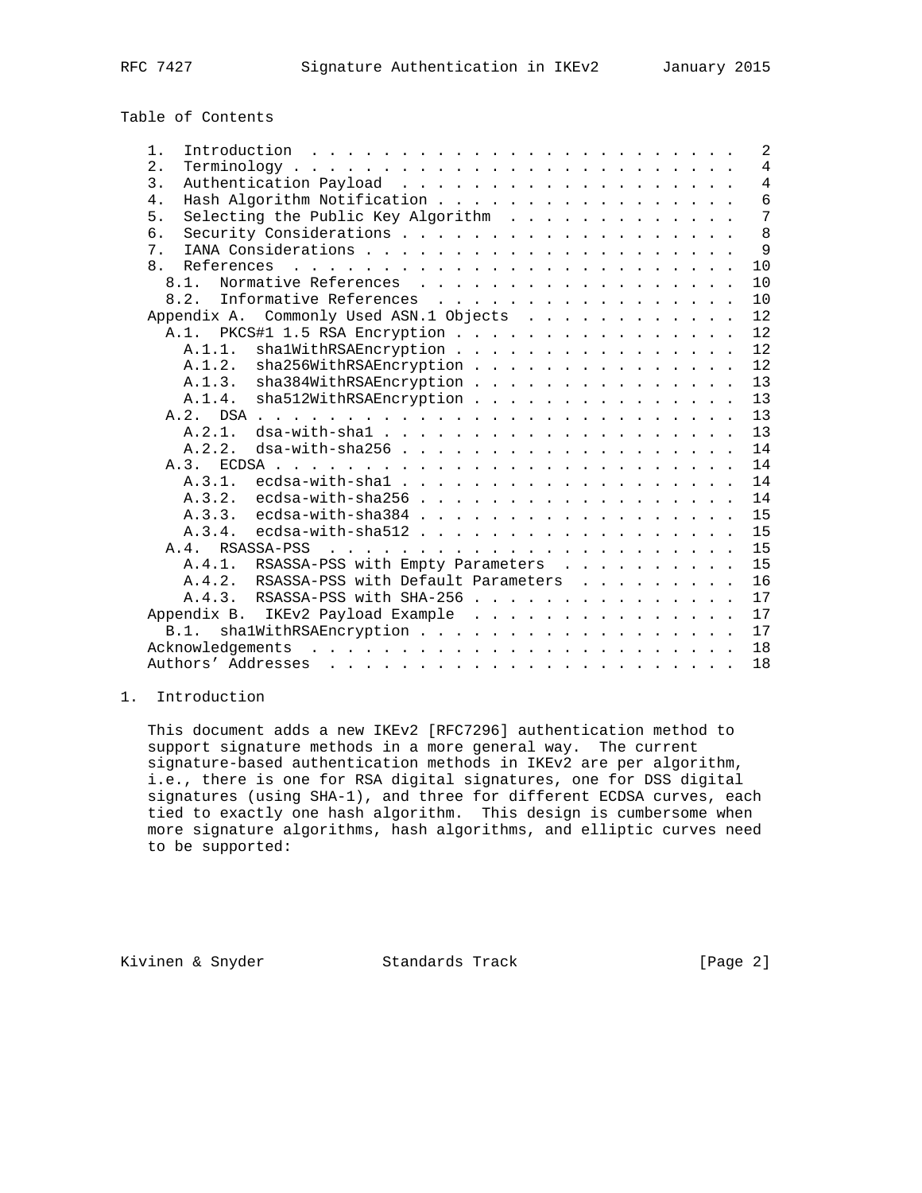Table of Contents

```
   1.  Introduction . . . . . . . . . . . . . . . . . . . . . . . .   2
   2.  Terminology  . . . . . . . . . . . . . . . . . . . . . . . .   4
   3.  Authentication Payload . . . . . . . . . . . . . . . . . . .   4
   4.  Hash Algorithm Notification  . . . . . . . . . . . . . . . .   6
   5.  Selecting the Public Key Algorithm . . . . . . . . . . . . .   7
   6.  Security Considerations  . . . . . . . . . . . . . . . . . .   8
   7.  IANA Considerations  . . . . . . . . . . . . . . . . . . . .   9
   8.  References . . . . . . . . . . . . . . . . . . . . . . . . .  10
     8.1.  Normative References . . . . . . . . . . . . . . . . . .  10
     8.2.  Informative References . . . . . . . . . . . . . . . . .  10
   Appendix A.  Commonly Used ASN.1 Objects . . . . . . . . . . . .  12
     A.1.  PKCS#1 1.5 RSA Encryption  . . . . . . . . . . . . . . .  12
       A.1.1.  sha1WithRSAEncryption  . . . . . . . . . . . . . . .  12
       A.1.2.  sha256WithRSAEncryption  . . . . . . . . . . . . . .  12
       A.1.3.  sha384WithRSAEncryption  . . . . . . . . . . . . . .  13
       A.1.4.  sha512WithRSAEncryption  . . . . . . . . . . . . . .  13
     A.2.  DSA  . . . . . . . . . . . . . . . . . . . . . . . . . .  13
       A.2.1.  dsa-with-sha1  . . . . . . . . . . . . . . . . . . .  13
       A.2.2.  dsa-with-sha256  . . . . . . . . . . . . . . . . . .  14
     A.3.  ECDSA  . . . . . . . . . . . . . . . . . . . . . . . . .  14
       A.3.1.  ecdsa-with-sha1  . . . . . . . . . . . . . . . . . .  14
       A.3.2.  ecdsa-with-sha256  . . . . . . . . . . . . . . . . .  14
       A.3.3.  ecdsa-with-sha384  . . . . . . . . . . . . . . . . .  15
       A.3.4.  ecdsa-with-sha512  . . . . . . . . . . . . . . . . .  15
     A.4.  RSASSA-PSS . . . . . . . . . . . . . . . . . . . . . . .  15
       A.4.1.  RSASSA-PSS with Empty Parameters . . . . . . . . . .  15
       A.4.2.  RSASSA-PSS with Default Parameters . . . . . . . . .  16
       A.4.3.  RSASSA-PSS with SHA-256  . . . . . . . . . . . . . .  17
   Appendix B.  IKEv2 Payload Example . . . . . . . . . . . . . . .  17
     B.1.  sha1WithRSAEncryption  . . . . . . . . . . . . . . . . .  17
   Acknowledgements . . . . . . . . . . . . . . . . . . . . . . . .  18
   Authors' Addresses . . . . . . . . . . . . . . . . . . . . . . .  18
```

## 1. Introduction

This document adds a new IKEv2 [RFC7296] authentication method to support signature methods in a more general way. The current signature-based authentication methods in IKEv2 are per algorithm, i.e., there is one for RSA digital signatures, one for DSS digital signatures (using SHA-1), and three for different ECDSA curves, each tied to exactly one hash algorithm. This design is cumbersome when more signature algorithms, hash algorithms, and elliptic curves need to be supported: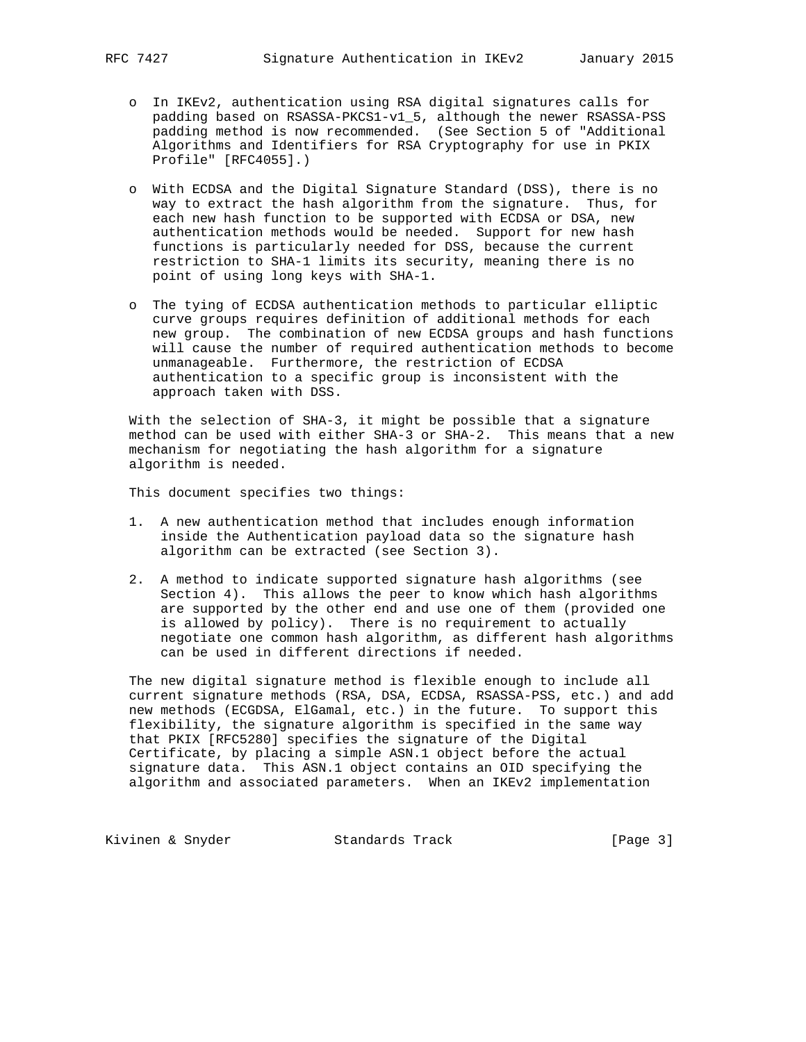- In IKEv2, authentication using RSA digital signatures calls for padding based on RSASSA-PKCS1-v1_5, although the newer RSASSA-PSS padding method is now recommended. (See Section 5 of "Additional Algorithms and Identifiers for RSA Cryptography for use in PKIX Profile" [RFC4055].)

- With ECDSA and the Digital Signature Standard (DSS), there is no way to extract the hash algorithm from the signature. Thus, for each new hash function to be supported with ECDSA or DSA, new authentication methods would be needed. Support for new hash functions is particularly needed for DSS, because the current restriction to SHA-1 limits its security, meaning there is no point of using long keys with SHA-1.

- The tying of ECDSA authentication methods to particular elliptic curve groups requires definition of additional methods for each new group. The combination of new ECDSA groups and hash functions will cause the number of required authentication methods to become unmanageable. Furthermore, the restriction of ECDSA authentication to a specific group is inconsistent with the approach taken with DSS.

With the selection of SHA-3, it might be possible that a signature method can be used with either SHA-3 or SHA-2. This means that a new mechanism for negotiating the hash algorithm for a signature algorithm is needed.

This document specifies two things:

1. A new authentication method that includes enough information inside the Authentication payload data so the signature hash algorithm can be extracted (see Section 3).

2. A method to indicate supported signature hash algorithms (see Section 4). This allows the peer to know which hash algorithms are supported by the other end and use one of them (provided one is allowed by policy). There is no requirement to actually negotiate one common hash algorithm, as different hash algorithms can be used in different directions if needed.

The new digital signature method is flexible enough to include all current signature methods (RSA, DSA, ECDSA, RSASSA-PSS, etc.) and add new methods (ECGDSA, ElGamal, etc.) in the future. To support this flexibility, the signature algorithm is specified in the same way that PKIX [RFC5280] specifies the signature of the Digital Certificate, by placing a simple ASN.1 object before the actual signature data. This ASN.1 object contains an OID specifying the algorithm and associated parameters. When an IKEv2 implementation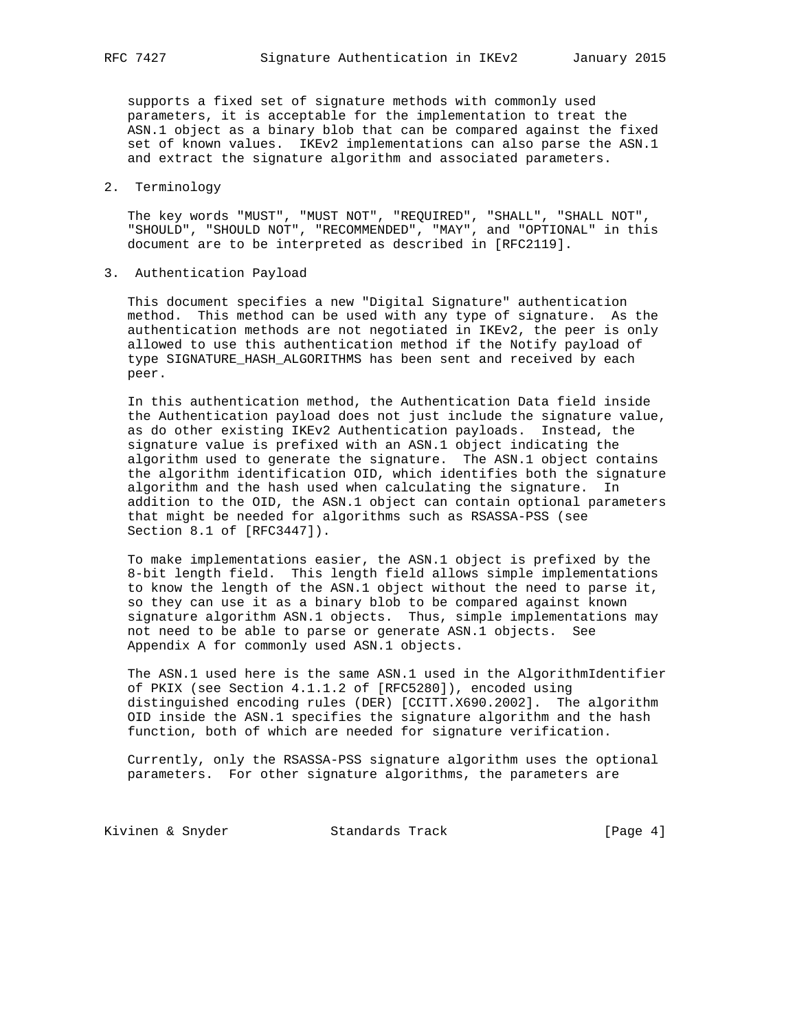supports a fixed set of signature methods with commonly used parameters, it is acceptable for the implementation to treat the ASN.1 object as a binary blob that can be compared against the fixed set of known values. IKEv2 implementations can also parse the ASN.1 and extract the signature algorithm and associated parameters.

## 2. Terminology

The key words "MUST", "MUST NOT", "REQUIRED", "SHALL", "SHALL NOT", "SHOULD", "SHOULD NOT", "RECOMMENDED", "MAY", and "OPTIONAL" in this document are to be interpreted as described in [RFC2119].

## 3. Authentication Payload

This document specifies a new "Digital Signature" authentication method. This method can be used with any type of signature. As the authentication methods are not negotiated in IKEv2, the peer is only allowed to use this authentication method if the Notify payload of type SIGNATURE_HASH_ALGORITHMS has been sent and received by each peer.

In this authentication method, the Authentication Data field inside the Authentication payload does not just include the signature value, as do other existing IKEv2 Authentication payloads. Instead, the signature value is prefixed with an ASN.1 object indicating the algorithm used to generate the signature. The ASN.1 object contains the algorithm identification OID, which identifies both the signature algorithm and the hash used when calculating the signature. In addition to the OID, the ASN.1 object can contain optional parameters that might be needed for algorithms such as RSASSA-PSS (see Section 8.1 of [RFC3447]).

To make implementations easier, the ASN.1 object is prefixed by the 8-bit length field. This length field allows simple implementations to know the length of the ASN.1 object without the need to parse it, so they can use it as a binary blob to be compared against known signature algorithm ASN.1 objects. Thus, simple implementations may not need to be able to parse or generate ASN.1 objects. See Appendix A for commonly used ASN.1 objects.

The ASN.1 used here is the same ASN.1 used in the AlgorithmIdentifier of PKIX (see Section 4.1.1.2 of [RFC5280]), encoded using distinguished encoding rules (DER) [CCITT.X690.2002]. The algorithm OID inside the ASN.1 specifies the signature algorithm and the hash function, both of which are needed for signature verification.

Currently, only the RSASSA-PSS signature algorithm uses the optional parameters. For other signature algorithms, the parameters are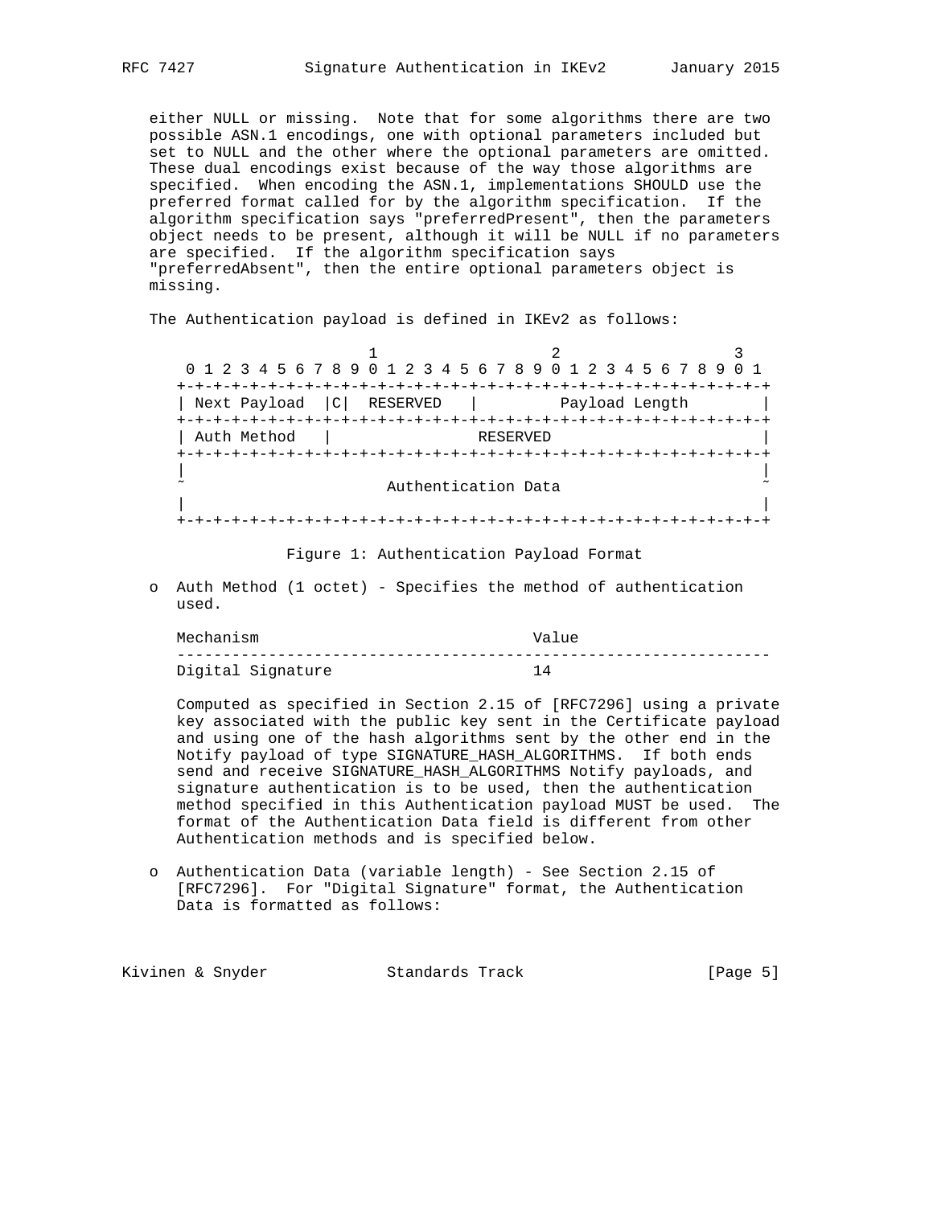either NULL or missing. Note that for some algorithms there are two possible ASN.1 encodings, one with optional parameters included but set to NULL and the other where the optional parameters are omitted. These dual encodings exist because of the way those algorithms are specified. When encoding the ASN.1, implementations SHOULD use the preferred format called for by the algorithm specification. If the algorithm specification says "preferredPresent", then the parameters object needs to be present, although it will be NULL if no parameters are specified. If the algorithm specification says "preferredAbsent", then the entire optional parameters object is missing.

The Authentication payload is defined in IKEv2 as follows:

```
                     1                   2                   3
 0 1 2 3 4 5 6 7 8 9 0 1 2 3 4 5 6 7 8 9 0 1 2 3 4 5 6 7 8 9 0 1
+-+-+-+-+-+-+-+-+-+-+-+-+-+-+-+-+-+-+-+-+-+-+-+-+-+-+-+-+-+-+-+-+
| Next Payload  |C|  RESERVED   |         Payload Length        |
+-+-+-+-+-+-+-+-+-+-+-+-+-+-+-+-+-+-+-+-+-+-+-+-+-+-+-+-+-+-+-+-+
| Auth Method   |                RESERVED                       |
+-+-+-+-+-+-+-+-+-+-+-+-+-+-+-+-+-+-+-+-+-+-+-+-+-+-+-+-+-+-+-+-+
|                                                               |
~                      Authentication Data                      ~
|                                                               |
+-+-+-+-+-+-+-+-+-+-+-+-+-+-+-+-+-+-+-+-+-+-+-+-+-+-+-+-+-+-+-+-+
```

Figure 1: Authentication Payload Format

- Auth Method (1 octet) - Specifies the method of authentication used.

  | Mechanism | Value |
  |---|---|
  | Digital Signature | 14 |

  Computed as specified in Section 2.15 of [RFC7296] using a private key associated with the public key sent in the Certificate payload and using one of the hash algorithms sent by the other end in the Notify payload of type SIGNATURE_HASH_ALGORITHMS. If both ends send and receive SIGNATURE_HASH_ALGORITHMS Notify payloads, and signature authentication is to be used, then the authentication method specified in this Authentication payload MUST be used. The format of the Authentication Data field is different from other Authentication methods and is specified below.

- Authentication Data (variable length) - See Section 2.15 of [RFC7296]. For "Digital Signature" format, the Authentication Data is formatted as follows: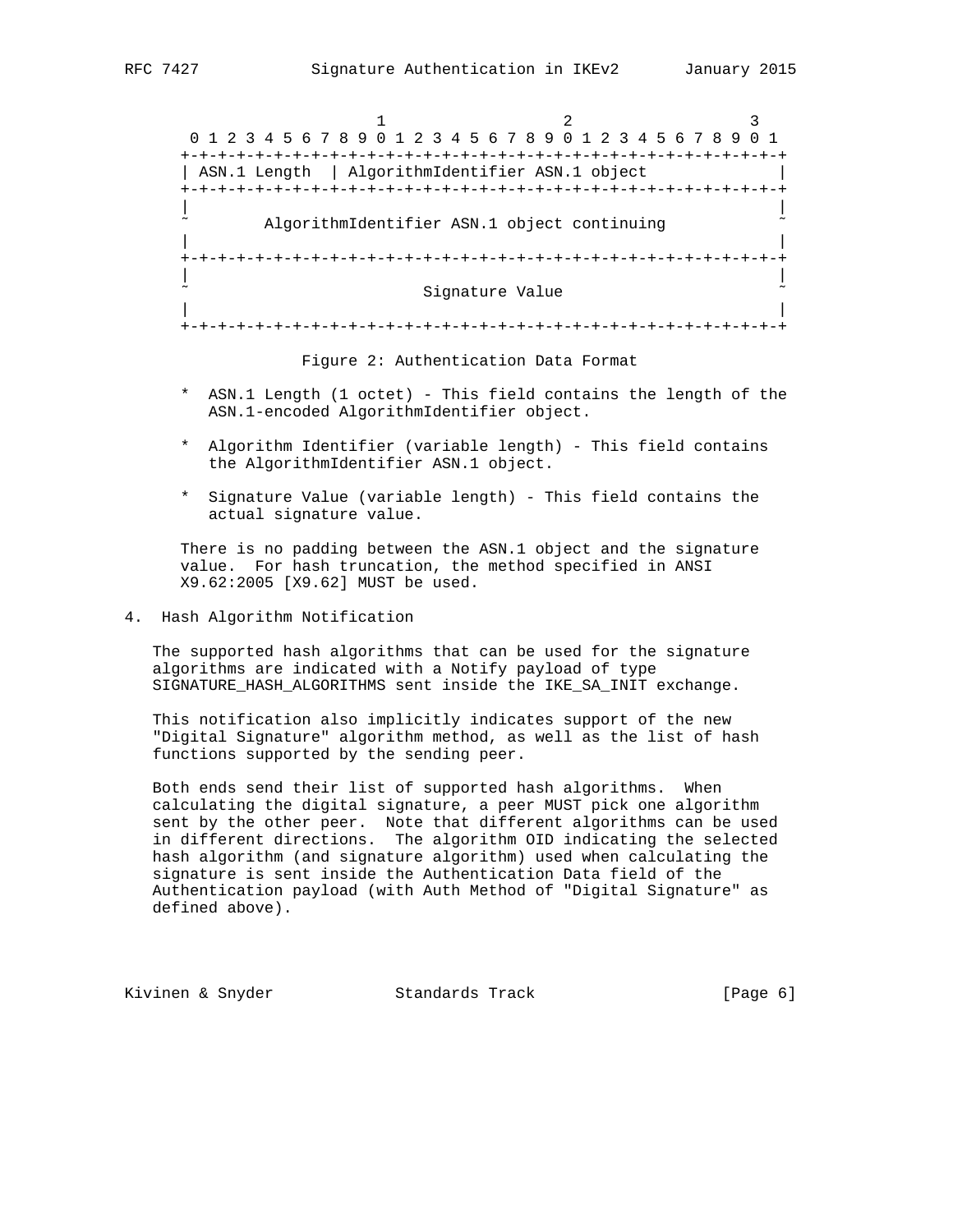```
                     1                   2                   3
 0 1 2 3 4 5 6 7 8 9 0 1 2 3 4 5 6 7 8 9 0 1 2 3 4 5 6 7 8 9 0 1
+-+-+-+-+-+-+-+-+-+-+-+-+-+-+-+-+-+-+-+-+-+-+-+-+-+-+-+-+-+-+-+-+
| ASN.1 Length  | AlgorithmIdentifier ASN.1 object              |
+-+-+-+-+-+-+-+-+-+-+-+-+-+-+-+-+-+-+-+-+-+-+-+-+-+-+-+-+-+-+-+-+
|                                                               |
~        AlgorithmIdentifier ASN.1 object continuing            ~
|                                                               |
+-+-+-+-+-+-+-+-+-+-+-+-+-+-+-+-+-+-+-+-+-+-+-+-+-+-+-+-+-+-+-+-+
|                                                               |
~                         Signature Value                       ~
|                                                               |
+-+-+-+-+-+-+-+-+-+-+-+-+-+-+-+-+-+-+-+-+-+-+-+-+-+-+-+-+-+-+-+-+
```

Figure 2: Authentication Data Format

* ASN.1 Length (1 octet) - This field contains the length of the ASN.1-encoded AlgorithmIdentifier object.

* Algorithm Identifier (variable length) - This field contains the AlgorithmIdentifier ASN.1 object.

* Signature Value (variable length) - This field contains the actual signature value.

There is no padding between the ASN.1 object and the signature value. For hash truncation, the method specified in ANSI X9.62:2005 [X9.62] MUST be used.

## 4. Hash Algorithm Notification

The supported hash algorithms that can be used for the signature algorithms are indicated with a Notify payload of type SIGNATURE_HASH_ALGORITHMS sent inside the IKE_SA_INIT exchange.

This notification also implicitly indicates support of the new "Digital Signature" algorithm method, as well as the list of hash functions supported by the sending peer.

Both ends send their list of supported hash algorithms. When calculating the digital signature, a peer MUST pick one algorithm sent by the other peer. Note that different algorithms can be used in different directions. The algorithm OID indicating the selected hash algorithm (and signature algorithm) used when calculating the signature is sent inside the Authentication Data field of the Authentication payload (with Auth Method of "Digital Signature" as defined above).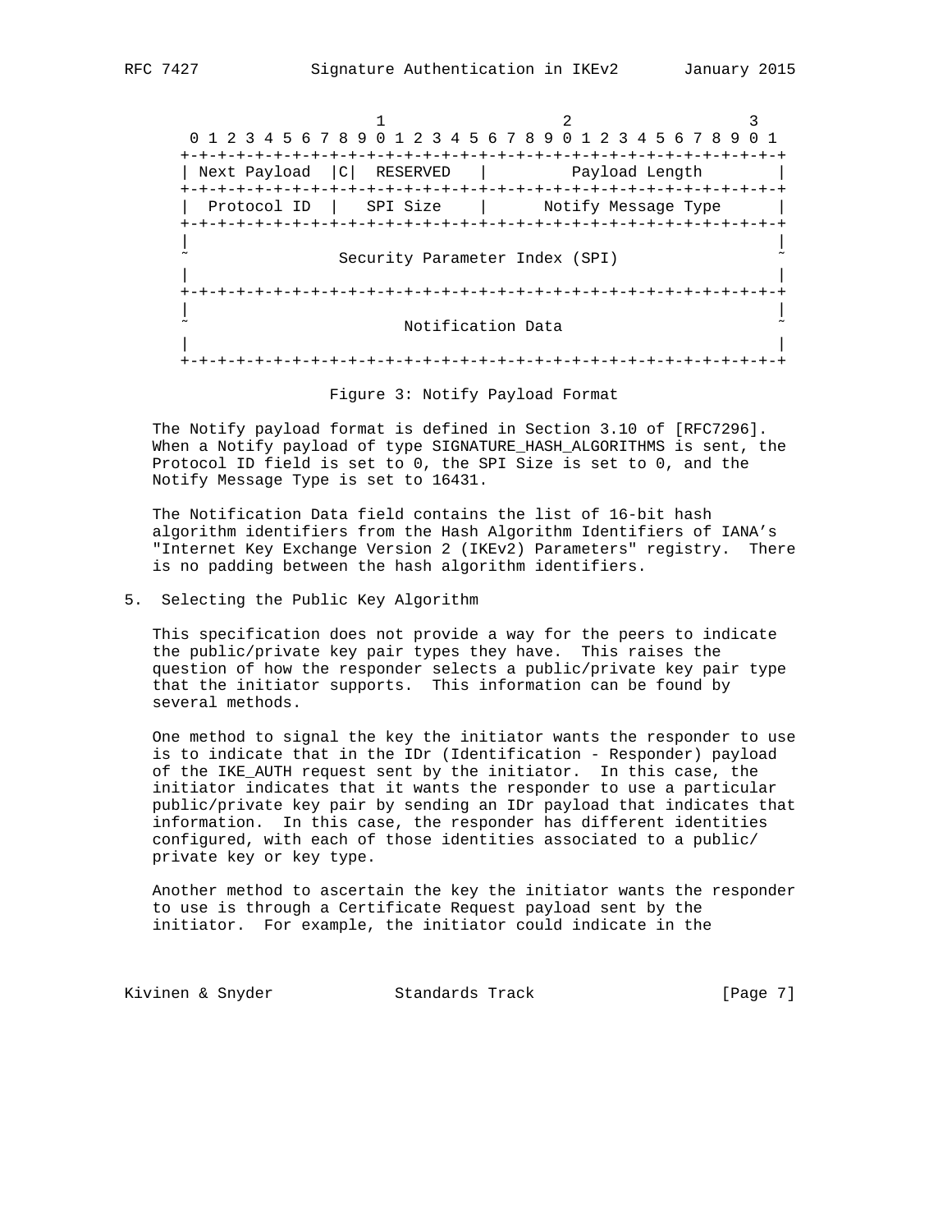```
                     1                   2                   3
 0 1 2 3 4 5 6 7 8 9 0 1 2 3 4 5 6 7 8 9 0 1 2 3 4 5 6 7 8 9 0 1
+-+-+-+-+-+-+-+-+-+-+-+-+-+-+-+-+-+-+-+-+-+-+-+-+-+-+-+-+-+-+-+-+
| Next Payload  |C|  RESERVED   |         Payload Length        |
+-+-+-+-+-+-+-+-+-+-+-+-+-+-+-+-+-+-+-+-+-+-+-+-+-+-+-+-+-+-+-+-+
|  Protocol ID  |   SPI Size    |      Notify Message Type      |
+-+-+-+-+-+-+-+-+-+-+-+-+-+-+-+-+-+-+-+-+-+-+-+-+-+-+-+-+-+-+-+-+
|                                                               |
~                Security Parameter Index (SPI)                 ~
|                                                               |
+-+-+-+-+-+-+-+-+-+-+-+-+-+-+-+-+-+-+-+-+-+-+-+-+-+-+-+-+-+-+-+-+
|                                                               |
~                       Notification Data                       ~
|                                                               |
+-+-+-+-+-+-+-+-+-+-+-+-+-+-+-+-+-+-+-+-+-+-+-+-+-+-+-+-+-+-+-+-+
```

Figure 3: Notify Payload Format

The Notify payload format is defined in Section 3.10 of [RFC7296]. When a Notify payload of type SIGNATURE_HASH_ALGORITHMS is sent, the Protocol ID field is set to 0, the SPI Size is set to 0, and the Notify Message Type is set to 16431.

The Notification Data field contains the list of 16-bit hash algorithm identifiers from the Hash Algorithm Identifiers of IANA's "Internet Key Exchange Version 2 (IKEv2) Parameters" registry. There is no padding between the hash algorithm identifiers.

## 5. Selecting the Public Key Algorithm

This specification does not provide a way for the peers to indicate the public/private key pair types they have. This raises the question of how the responder selects a public/private key pair type that the initiator supports. This information can be found by several methods.

One method to signal the key the initiator wants the responder to use is to indicate that in the IDr (Identification - Responder) payload of the IKE_AUTH request sent by the initiator. In this case, the initiator indicates that it wants the responder to use a particular public/private key pair by sending an IDr payload that indicates that information. In this case, the responder has different identities configured, with each of those identities associated to a public/private key or key type.

Another method to ascertain the key the initiator wants the responder to use is through a Certificate Request payload sent by the initiator. For example, the initiator could indicate in the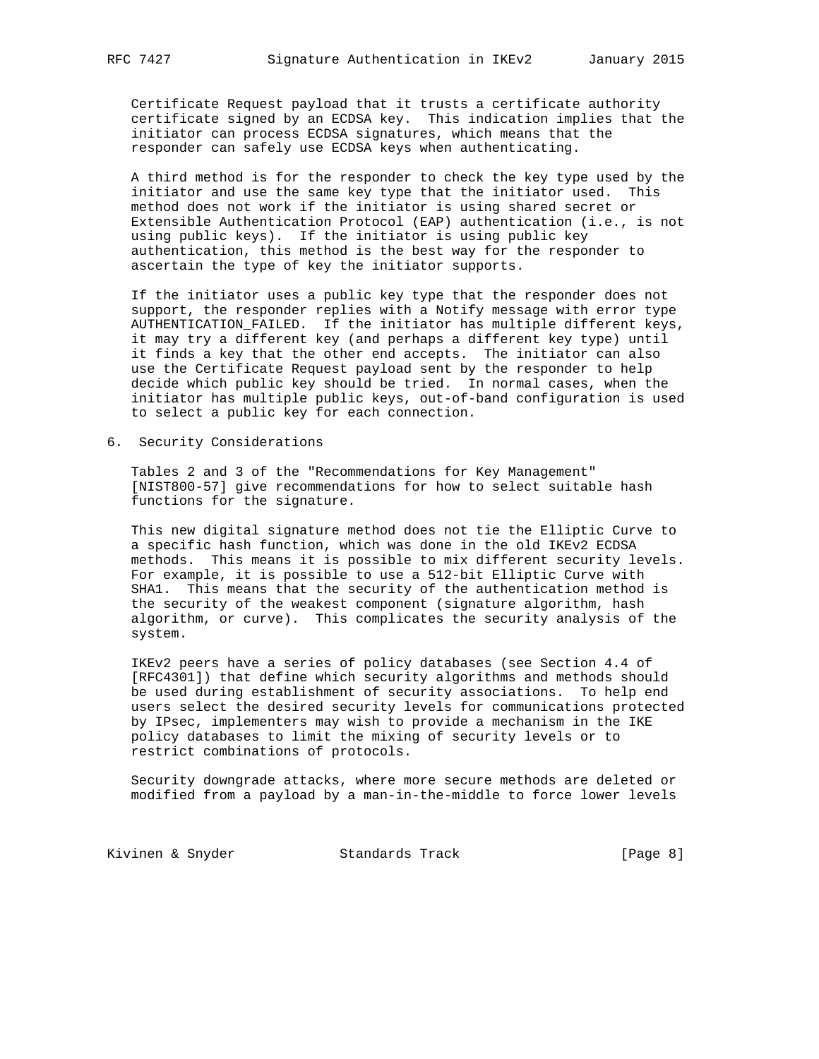Certificate Request payload that it trusts a certificate authority certificate signed by an ECDSA key. This indication implies that the initiator can process ECDSA signatures, which means that the responder can safely use ECDSA keys when authenticating.

A third method is for the responder to check the key type used by the initiator and use the same key type that the initiator used. This method does not work if the initiator is using shared secret or Extensible Authentication Protocol (EAP) authentication (i.e., is not using public keys). If the initiator is using public key authentication, this method is the best way for the responder to ascertain the type of key the initiator supports.

If the initiator uses a public key type that the responder does not support, the responder replies with a Notify message with error type AUTHENTICATION_FAILED. If the initiator has multiple different keys, it may try a different key (and perhaps a different key type) until it finds a key that the other end accepts. The initiator can also use the Certificate Request payload sent by the responder to help decide which public key should be tried. In normal cases, when the initiator has multiple public keys, out-of-band configuration is used to select a public key for each connection.

## 6. Security Considerations

Tables 2 and 3 of the "Recommendations for Key Management" [NIST800-57] give recommendations for how to select suitable hash functions for the signature.

This new digital signature method does not tie the Elliptic Curve to a specific hash function, which was done in the old IKEv2 ECDSA methods. This means it is possible to mix different security levels. For example, it is possible to use a 512-bit Elliptic Curve with SHA1. This means that the security of the authentication method is the security of the weakest component (signature algorithm, hash algorithm, or curve). This complicates the security analysis of the system.

IKEv2 peers have a series of policy databases (see Section 4.4 of [RFC4301]) that define which security algorithms and methods should be used during establishment of security associations. To help end users select the desired security levels for communications protected by IPsec, implementers may wish to provide a mechanism in the IKE policy databases to limit the mixing of security levels or to restrict combinations of protocols.

Security downgrade attacks, where more secure methods are deleted or modified from a payload by a man-in-the-middle to force lower levels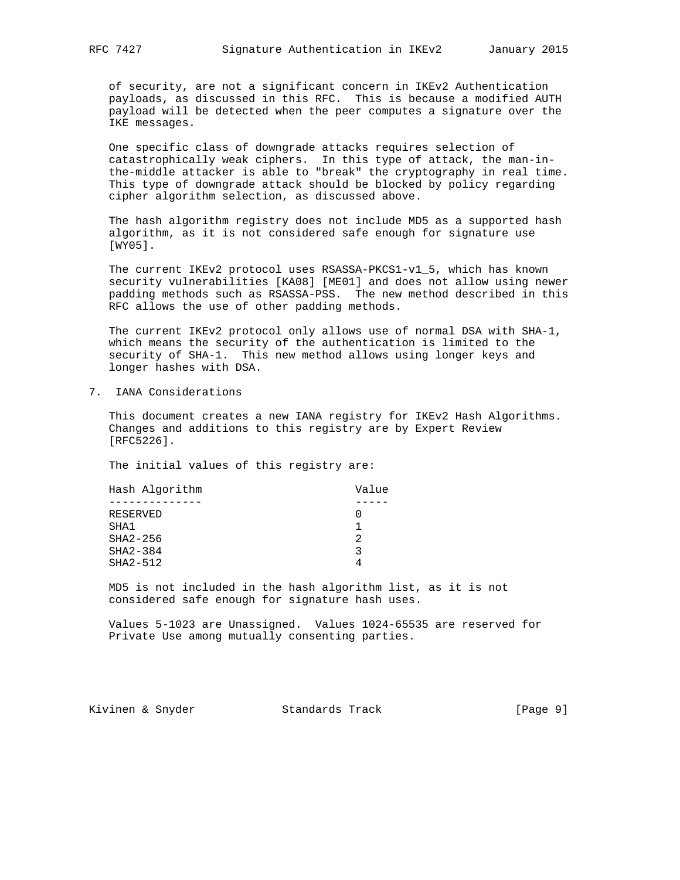of security, are not a significant concern in IKEv2 Authentication payloads, as discussed in this RFC. This is because a modified AUTH payload will be detected when the peer computes a signature over the IKE messages.

One specific class of downgrade attacks requires selection of catastrophically weak ciphers. In this type of attack, the man-in-the-middle attacker is able to "break" the cryptography in real time. This type of downgrade attack should be blocked by policy regarding cipher algorithm selection, as discussed above.

The hash algorithm registry does not include MD5 as a supported hash algorithm, as it is not considered safe enough for signature use [WY05].

The current IKEv2 protocol uses RSASSA-PKCS1-v1_5, which has known security vulnerabilities [KA08] [ME01] and does not allow using newer padding methods such as RSASSA-PSS. The new method described in this RFC allows the use of other padding methods.

The current IKEv2 protocol only allows use of normal DSA with SHA-1, which means the security of the authentication is limited to the security of SHA-1. This new method allows using longer keys and longer hashes with DSA.

## 7. IANA Considerations

This document creates a new IANA registry for IKEv2 Hash Algorithms. Changes and additions to this registry are by Expert Review [RFC5226].

The initial values of this registry are:

| Hash Algorithm | Value |
| --- | --- |
| RESERVED | 0 |
| SHA1 | 1 |
| SHA2-256 | 2 |
| SHA2-384 | 3 |
| SHA2-512 | 4 |

MD5 is not included in the hash algorithm list, as it is not considered safe enough for signature hash uses.

Values 5-1023 are Unassigned. Values 1024-65535 are reserved for Private Use among mutually consenting parties.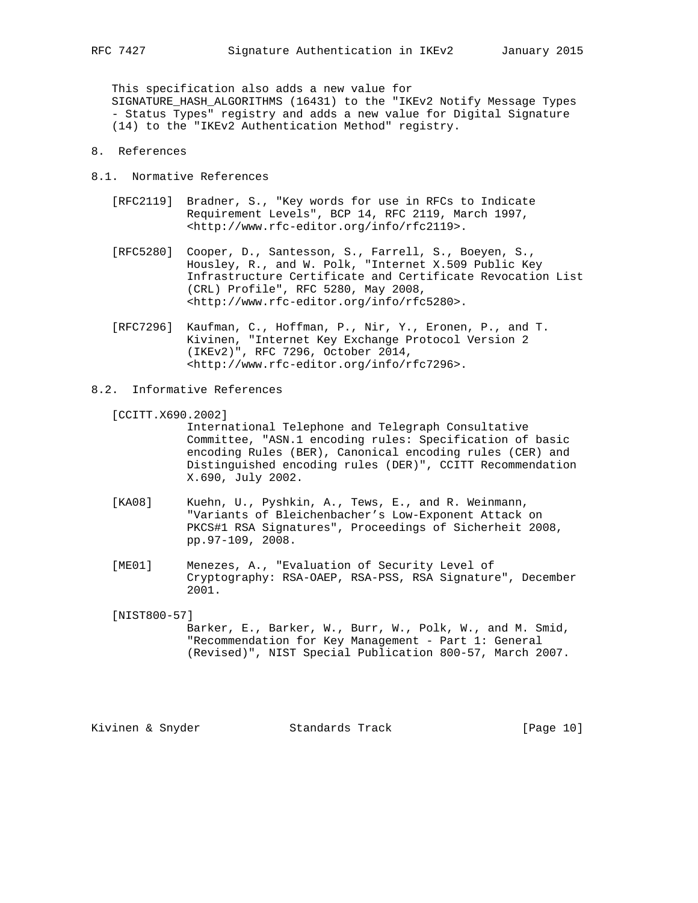This specification also adds a new value for SIGNATURE_HASH_ALGORITHMS (16431) to the "IKEv2 Notify Message Types - Status Types" registry and adds a new value for Digital Signature (14) to the "IKEv2 Authentication Method" registry.

## 8. References

### 8.1. Normative References

[RFC2119] Bradner, S., "Key words for use in RFCs to Indicate Requirement Levels", BCP 14, RFC 2119, March 1997, <http://www.rfc-editor.org/info/rfc2119>.

[RFC5280] Cooper, D., Santesson, S., Farrell, S., Boeyen, S., Housley, R., and W. Polk, "Internet X.509 Public Key Infrastructure Certificate and Certificate Revocation List (CRL) Profile", RFC 5280, May 2008, <http://www.rfc-editor.org/info/rfc5280>.

[RFC7296] Kaufman, C., Hoffman, P., Nir, Y., Eronen, P., and T. Kivinen, "Internet Key Exchange Protocol Version 2 (IKEv2)", RFC 7296, October 2014, <http://www.rfc-editor.org/info/rfc7296>.

### 8.2. Informative References

[CCITT.X690.2002] International Telephone and Telegraph Consultative Committee, "ASN.1 encoding rules: Specification of basic encoding Rules (BER), Canonical encoding rules (CER) and Distinguished encoding rules (DER)", CCITT Recommendation X.690, July 2002.

[KA08] Kuehn, U., Pyshkin, A., Tews, E., and R. Weinmann, "Variants of Bleichenbacher's Low-Exponent Attack on PKCS#1 RSA Signatures", Proceedings of Sicherheit 2008, pp.97-109, 2008.

[ME01] Menezes, A., "Evaluation of Security Level of Cryptography: RSA-OAEP, RSA-PSS, RSA Signature", December 2001.

[NIST800-57] Barker, E., Barker, W., Burr, W., Polk, W., and M. Smid, "Recommendation for Key Management - Part 1: General (Revised)", NIST Special Publication 800-57, March 2007.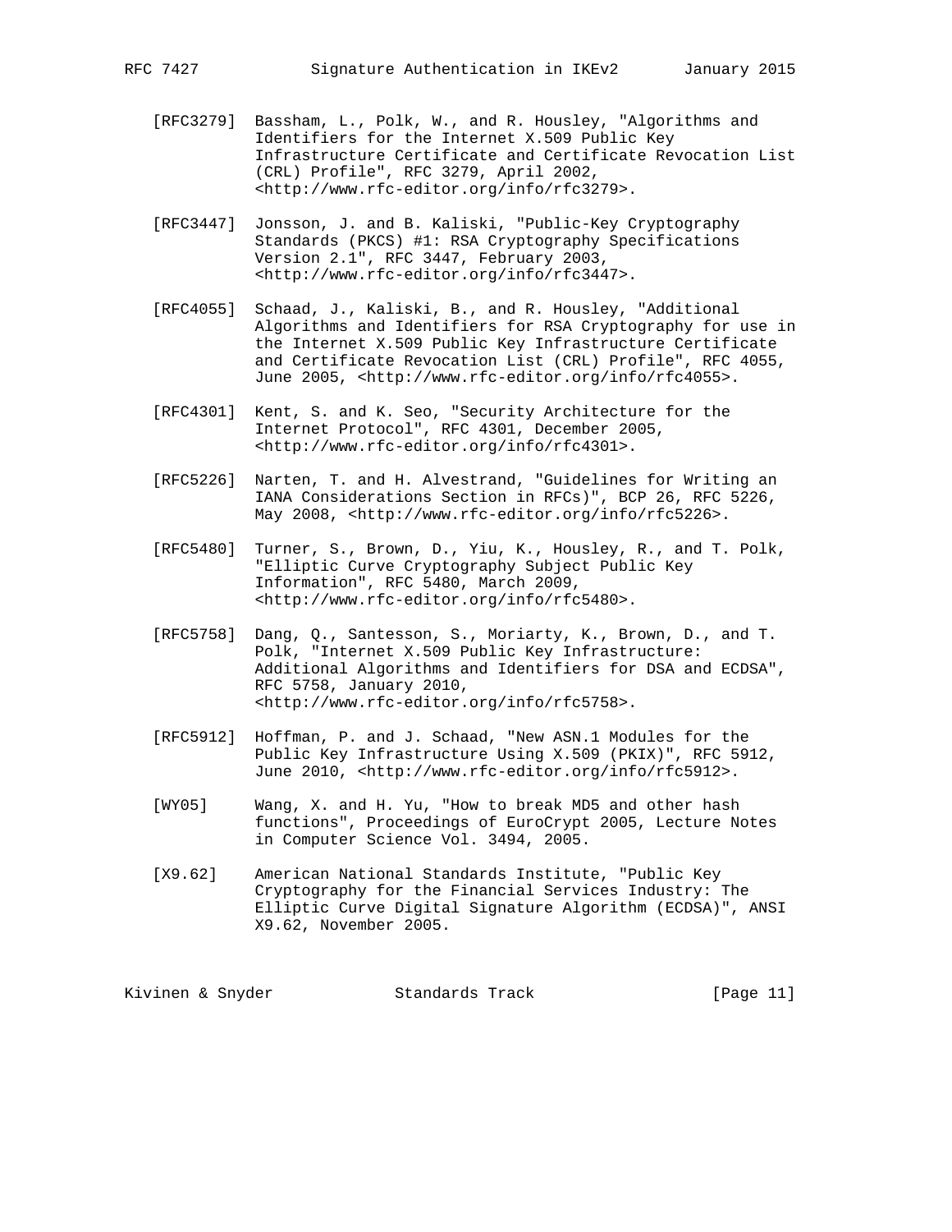[RFC3279] Bassham, L., Polk, W., and R. Housley, "Algorithms and Identifiers for the Internet X.509 Public Key Infrastructure Certificate and Certificate Revocation List (CRL) Profile", RFC 3279, April 2002, <http://www.rfc-editor.org/info/rfc3279>.

[RFC3447] Jonsson, J. and B. Kaliski, "Public-Key Cryptography Standards (PKCS) #1: RSA Cryptography Specifications Version 2.1", RFC 3447, February 2003, <http://www.rfc-editor.org/info/rfc3447>.

[RFC4055] Schaad, J., Kaliski, B., and R. Housley, "Additional Algorithms and Identifiers for RSA Cryptography for use in the Internet X.509 Public Key Infrastructure Certificate and Certificate Revocation List (CRL) Profile", RFC 4055, June 2005, <http://www.rfc-editor.org/info/rfc4055>.

[RFC4301] Kent, S. and K. Seo, "Security Architecture for the Internet Protocol", RFC 4301, December 2005, <http://www.rfc-editor.org/info/rfc4301>.

[RFC5226] Narten, T. and H. Alvestrand, "Guidelines for Writing an IANA Considerations Section in RFCs)", BCP 26, RFC 5226, May 2008, <http://www.rfc-editor.org/info/rfc5226>.

[RFC5480] Turner, S., Brown, D., Yiu, K., Housley, R., and T. Polk, "Elliptic Curve Cryptography Subject Public Key Information", RFC 5480, March 2009, <http://www.rfc-editor.org/info/rfc5480>.

[RFC5758] Dang, Q., Santesson, S., Moriarty, K., Brown, D., and T. Polk, "Internet X.509 Public Key Infrastructure: Additional Algorithms and Identifiers for DSA and ECDSA", RFC 5758, January 2010, <http://www.rfc-editor.org/info/rfc5758>.

[RFC5912] Hoffman, P. and J. Schaad, "New ASN.1 Modules for the Public Key Infrastructure Using X.509 (PKIX)", RFC 5912, June 2010, <http://www.rfc-editor.org/info/rfc5912>.

[WY05] Wang, X. and H. Yu, "How to break MD5 and other hash functions", Proceedings of EuroCrypt 2005, Lecture Notes in Computer Science Vol. 3494, 2005.

[X9.62] American National Standards Institute, "Public Key Cryptography for the Financial Services Industry: The Elliptic Curve Digital Signature Algorithm (ECDSA)", ANSI X9.62, November 2005.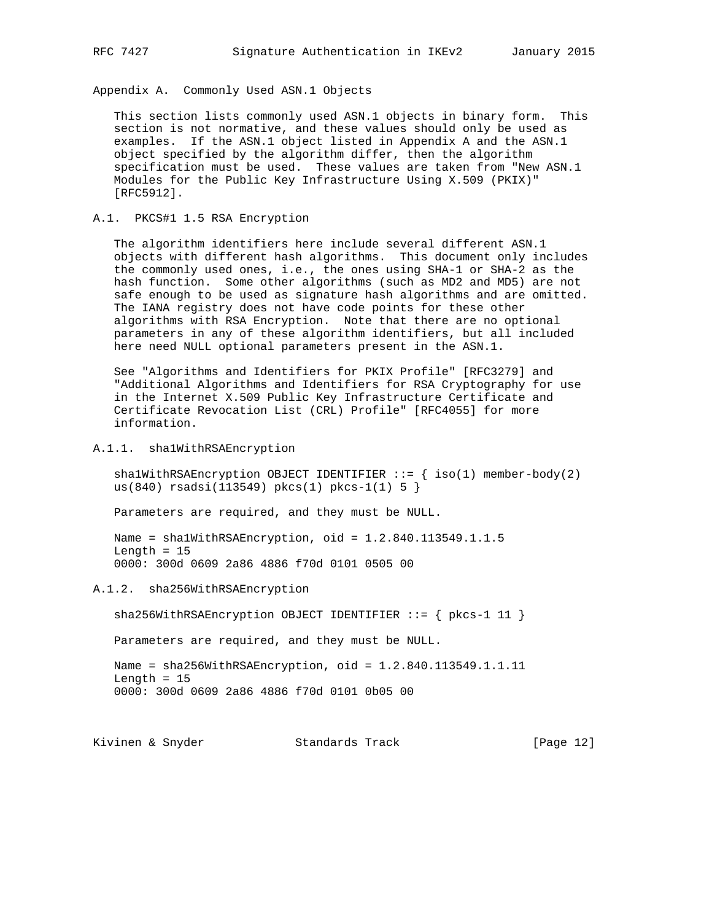## Appendix A. Commonly Used ASN.1 Objects

This section lists commonly used ASN.1 objects in binary form. This section is not normative, and these values should only be used as examples. If the ASN.1 object listed in Appendix A and the ASN.1 object specified by the algorithm differ, then the algorithm specification must be used. These values are taken from "New ASN.1 Modules for the Public Key Infrastructure Using X.509 (PKIX)" [RFC5912].

### A.1. PKCS#1 1.5 RSA Encryption

The algorithm identifiers here include several different ASN.1 objects with different hash algorithms. This document only includes the commonly used ones, i.e., the ones using SHA-1 or SHA-2 as the hash function. Some other algorithms (such as MD2 and MD5) are not safe enough to be used as signature hash algorithms and are omitted. The IANA registry does not have code points for these other algorithms with RSA Encryption. Note that there are no optional parameters in any of these algorithm identifiers, but all included here need NULL optional parameters present in the ASN.1.

See "Algorithms and Identifiers for PKIX Profile" [RFC3279] and "Additional Algorithms and Identifiers for RSA Cryptography for use in the Internet X.509 Public Key Infrastructure Certificate and Certificate Revocation List (CRL) Profile" [RFC4055] for more information.

#### A.1.1. sha1WithRSAEncryption

```
sha1WithRSAEncryption OBJECT IDENTIFIER ::= { iso(1) member-body(2)
us(840) rsadsi(113549) pkcs(1) pkcs-1(1) 5 }
```

Parameters are required, and they must be NULL.

```
Name = sha1WithRSAEncryption, oid = 1.2.840.113549.1.1.5
Length = 15
0000: 300d 0609 2a86 4886 f70d 0101 0505 00
```

#### A.1.2. sha256WithRSAEncryption

```
sha256WithRSAEncryption OBJECT IDENTIFIER ::= { pkcs-1 11 }
```

Parameters are required, and they must be NULL.

```
Name = sha256WithRSAEncryption, oid = 1.2.840.113549.1.1.11
Length = 15
0000: 300d 0609 2a86 4886 f70d 0101 0b05 00
```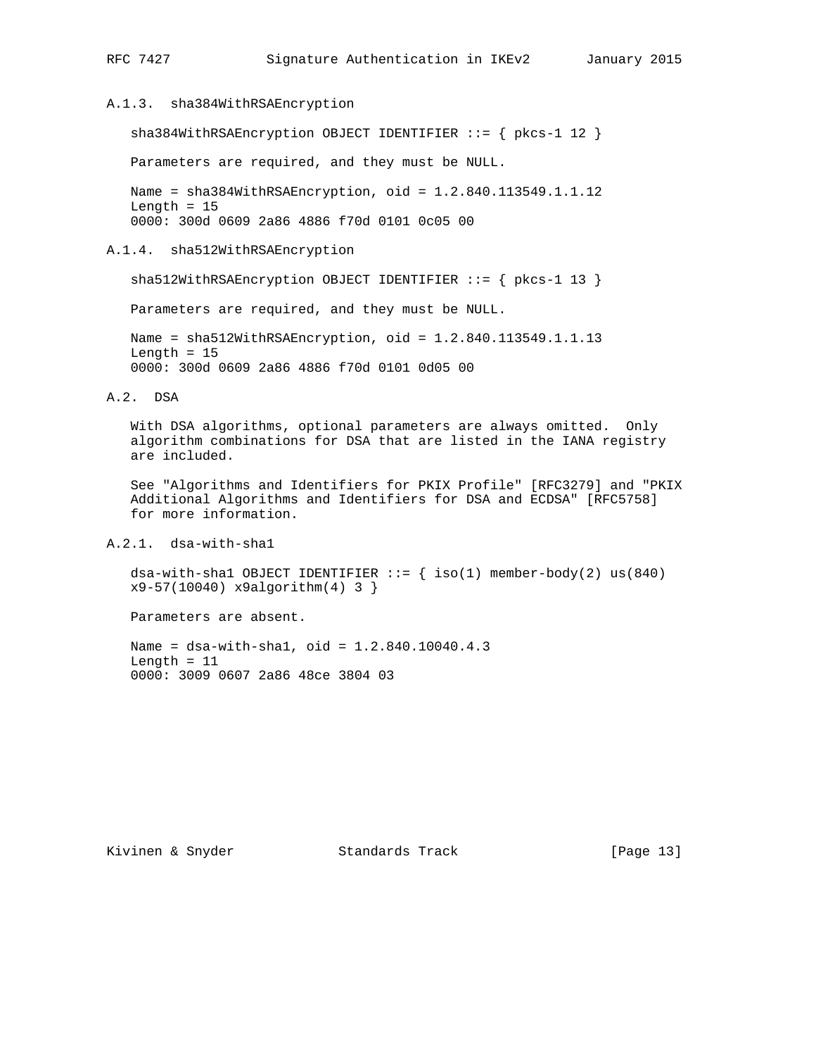### A.1.3. sha384WithRSAEncryption

```
sha384WithRSAEncryption OBJECT IDENTIFIER ::= { pkcs-1 12 }
```

Parameters are required, and they must be NULL.

```
Name = sha384WithRSAEncryption, oid = 1.2.840.113549.1.1.12
Length = 15
0000: 300d 0609 2a86 4886 f70d 0101 0c05 00
```

### A.1.4. sha512WithRSAEncryption

```
sha512WithRSAEncryption OBJECT IDENTIFIER ::= { pkcs-1 13 }
```

Parameters are required, and they must be NULL.

```
Name = sha512WithRSAEncryption, oid = 1.2.840.113549.1.1.13
Length = 15
0000: 300d 0609 2a86 4886 f70d 0101 0d05 00
```

## A.2. DSA

With DSA algorithms, optional parameters are always omitted. Only algorithm combinations for DSA that are listed in the IANA registry are included.

See "Algorithms and Identifiers for PKIX Profile" [RFC3279] and "PKIX Additional Algorithms and Identifiers for DSA and ECDSA" [RFC5758] for more information.

### A.2.1. dsa-with-sha1

```
dsa-with-sha1 OBJECT IDENTIFIER ::= { iso(1) member-body(2) us(840)
x9-57(10040) x9algorithm(4) 3 }
```

Parameters are absent.

```
Name = dsa-with-sha1, oid = 1.2.840.10040.4.3
Length = 11
0000: 3009 0607 2a86 48ce 3804 03
```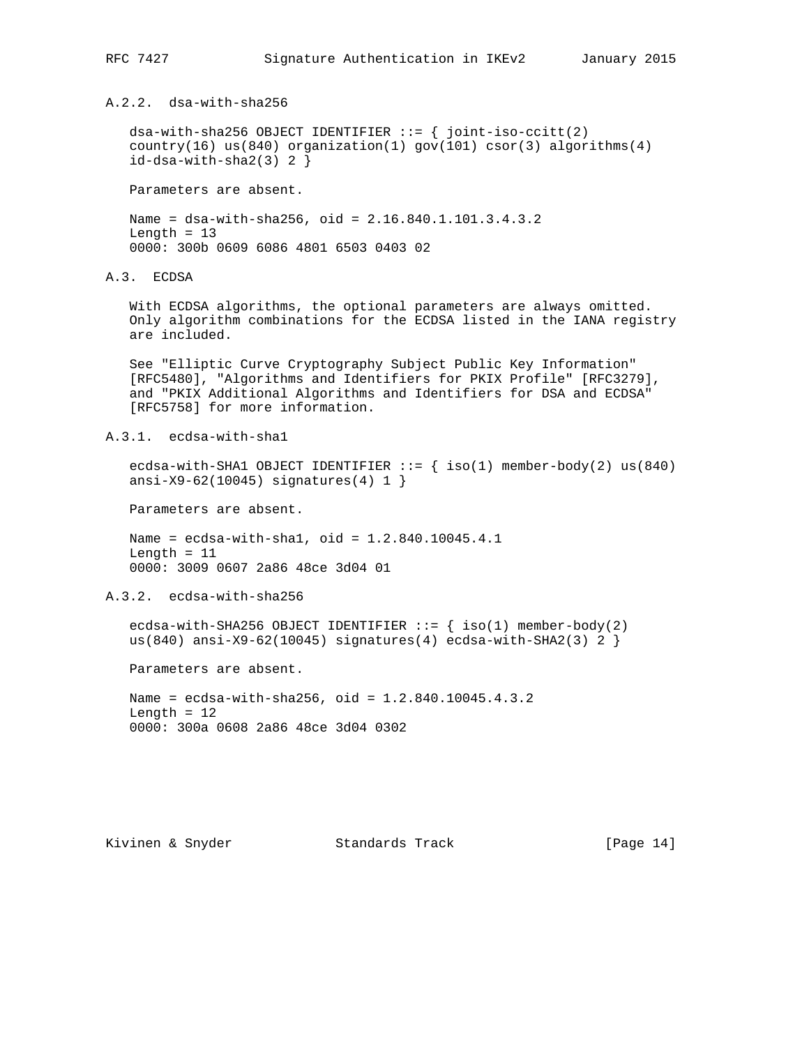### A.2.2. dsa-with-sha256

```
dsa-with-sha256 OBJECT IDENTIFIER ::= { joint-iso-ccitt(2)
country(16) us(840) organization(1) gov(101) csor(3) algorithms(4)
id-dsa-with-sha2(3) 2 }
```

Parameters are absent.

```
Name = dsa-with-sha256, oid = 2.16.840.1.101.3.4.3.2
Length = 13
0000: 300b 0609 6086 4801 6503 0403 02
```

## A.3. ECDSA

With ECDSA algorithms, the optional parameters are always omitted. Only algorithm combinations for the ECDSA listed in the IANA registry are included.

See "Elliptic Curve Cryptography Subject Public Key Information" [RFC5480], "Algorithms and Identifiers for PKIX Profile" [RFC3279], and "PKIX Additional Algorithms and Identifiers for DSA and ECDSA" [RFC5758] for more information.

### A.3.1. ecdsa-with-sha1

```
ecdsa-with-SHA1 OBJECT IDENTIFIER ::= { iso(1) member-body(2) us(840)
ansi-X9-62(10045) signatures(4) 1 }
```

Parameters are absent.

```
Name = ecdsa-with-sha1, oid = 1.2.840.10045.4.1
Length = 11
0000: 3009 0607 2a86 48ce 3d04 01
```

### A.3.2. ecdsa-with-sha256

```
ecdsa-with-SHA256 OBJECT IDENTIFIER ::= { iso(1) member-body(2)
us(840) ansi-X9-62(10045) signatures(4) ecdsa-with-SHA2(3) 2 }
```

Parameters are absent.

```
Name = ecdsa-with-sha256, oid = 1.2.840.10045.4.3.2
Length = 12
0000: 300a 0608 2a86 48ce 3d04 0302
```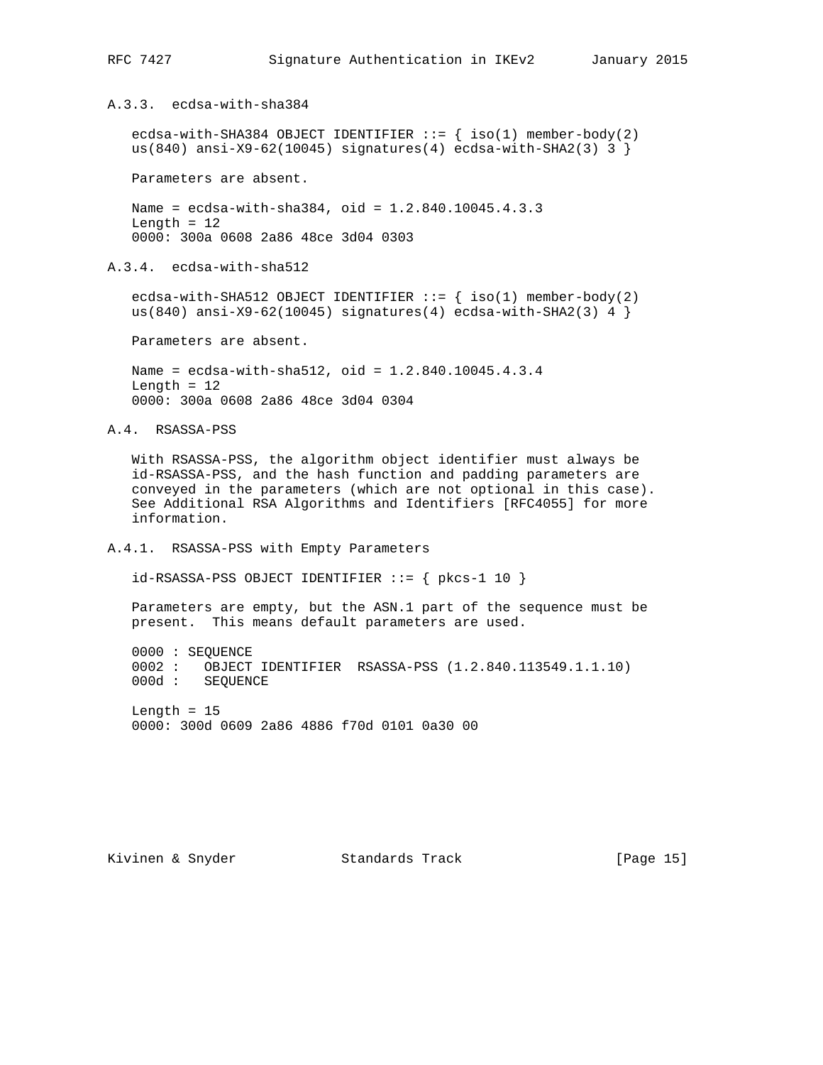### A.3.3. ecdsa-with-sha384

```
ecdsa-with-SHA384 OBJECT IDENTIFIER ::= { iso(1) member-body(2)
us(840) ansi-X9-62(10045) signatures(4) ecdsa-with-SHA2(3) 3 }
```

Parameters are absent.

```
Name = ecdsa-with-sha384, oid = 1.2.840.10045.4.3.3
Length = 12
0000: 300a 0608 2a86 48ce 3d04 0303
```

### A.3.4. ecdsa-with-sha512

```
ecdsa-with-SHA512 OBJECT IDENTIFIER ::= { iso(1) member-body(2)
us(840) ansi-X9-62(10045) signatures(4) ecdsa-with-SHA2(3) 4 }
```

Parameters are absent.

```
Name = ecdsa-with-sha512, oid = 1.2.840.10045.4.3.4
Length = 12
0000: 300a 0608 2a86 48ce 3d04 0304
```

## A.4. RSASSA-PSS

With RSASSA-PSS, the algorithm object identifier must always be id-RSASSA-PSS, and the hash function and padding parameters are conveyed in the parameters (which are not optional in this case). See Additional RSA Algorithms and Identifiers [RFC4055] for more information.

### A.4.1. RSASSA-PSS with Empty Parameters

```
id-RSASSA-PSS OBJECT IDENTIFIER ::= { pkcs-1 10 }
```

Parameters are empty, but the ASN.1 part of the sequence must be present. This means default parameters are used.

```
0000 : SEQUENCE
0002 :   OBJECT IDENTIFIER  RSASSA-PSS (1.2.840.113549.1.1.10)
000d :   SEQUENCE

Length = 15
0000: 300d 0609 2a86 4886 f70d 0101 0a30 00
```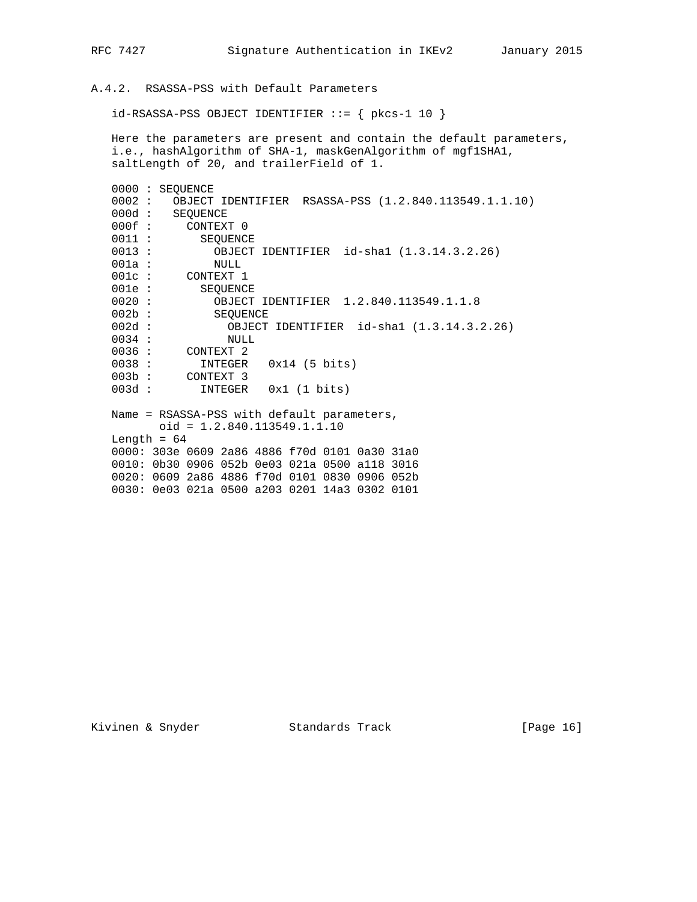### A.4.2. RSASSA-PSS with Default Parameters

```
id-RSASSA-PSS OBJECT IDENTIFIER ::= { pkcs-1 10 }
```

Here the parameters are present and contain the default parameters, i.e., hashAlgorithm of SHA-1, maskGenAlgorithm of mgf1SHA1, saltLength of 20, and trailerField of 1.

```
0000 : SEQUENCE
0002 :   OBJECT IDENTIFIER  RSASSA-PSS (1.2.840.113549.1.1.10)
000d :   SEQUENCE
000f :     CONTEXT 0
0011 :       SEQUENCE
0013 :         OBJECT IDENTIFIER  id-sha1 (1.3.14.3.2.26)
001a :         NULL
001c :     CONTEXT 1
001e :       SEQUENCE
0020 :         OBJECT IDENTIFIER  1.2.840.113549.1.1.8
002b :         SEQUENCE
002d :           OBJECT IDENTIFIER  id-sha1 (1.3.14.3.2.26)
0034 :           NULL
0036 :     CONTEXT 2
0038 :       INTEGER   0x14 (5 bits)
003b :     CONTEXT 3
003d :       INTEGER   0x1 (1 bits)

Name = RSASSA-PSS with default parameters,
       oid = 1.2.840.113549.1.1.10
Length = 64
0000: 303e 0609 2a86 4886 f70d 0101 0a30 31a0
0010: 0b30 0906 052b 0e03 021a 0500 a118 3016
0020: 0609 2a86 4886 f70d 0101 0830 0906 052b
0030: 0e03 021a 0500 a203 0201 14a3 0302 0101
```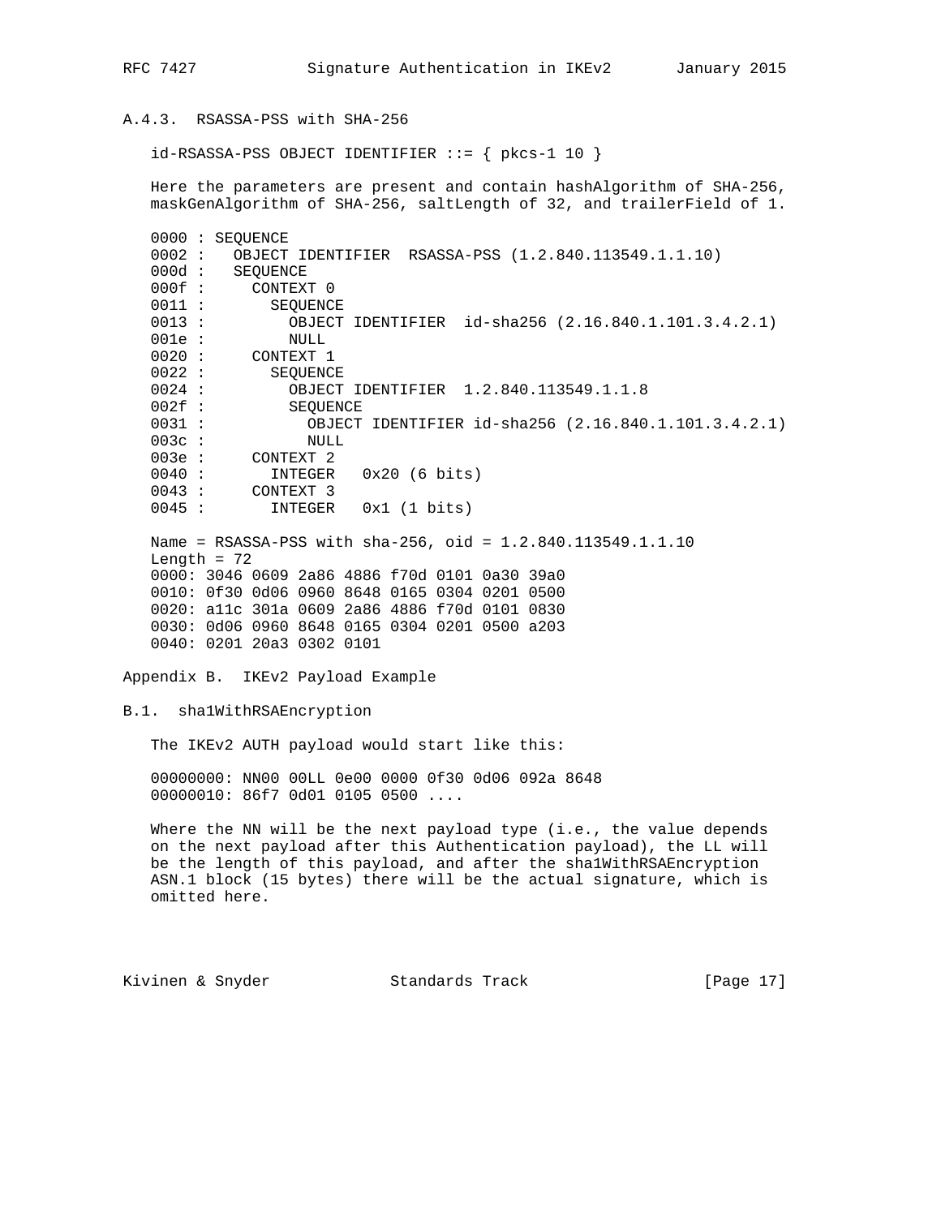### A.4.3. RSASSA-PSS with SHA-256

id-RSASSA-PSS OBJECT IDENTIFIER ::= { pkcs-1 10 }

Here the parameters are present and contain hashAlgorithm of SHA-256, maskGenAlgorithm of SHA-256, saltLength of 32, and trailerField of 1.

```
0000 : SEQUENCE
0002 :   OBJECT IDENTIFIER  RSASSA-PSS (1.2.840.113549.1.1.10)
000d :   SEQUENCE
000f :     CONTEXT 0
0011 :       SEQUENCE
0013 :         OBJECT IDENTIFIER  id-sha256 (2.16.840.1.101.3.4.2.1)
001e :         NULL
0020 :     CONTEXT 1
0022 :       SEQUENCE
0024 :         OBJECT IDENTIFIER  1.2.840.113549.1.1.8
002f :         SEQUENCE
0031 :           OBJECT IDENTIFIER id-sha256 (2.16.840.1.101.3.4.2.1)
003c :           NULL
003e :     CONTEXT 2
0040 :       INTEGER   0x20 (6 bits)
0043 :     CONTEXT 3
0045 :       INTEGER   0x1 (1 bits)
```

```
Name = RSASSA-PSS with sha-256, oid = 1.2.840.113549.1.1.10
Length = 72
0000: 3046 0609 2a86 4886 f70d 0101 0a30 39a0
0010: 0f30 0d06 0960 8648 0165 0304 0201 0500
0020: a11c 301a 0609 2a86 4886 f70d 0101 0830
0030: 0d06 0960 8648 0165 0304 0201 0500 a203
0040: 0201 20a3 0302 0101
```

## Appendix B. IKEv2 Payload Example

### B.1. sha1WithRSAEncryption

The IKEv2 AUTH payload would start like this:

```
00000000: NN00 00LL 0e00 0000 0f30 0d06 092a 8648
00000010: 86f7 0d01 0105 0500 ....
```

Where the NN will be the next payload type (i.e., the value depends on the next payload after this Authentication payload), the LL will be the length of this payload, and after the sha1WithRSAEncryption ASN.1 block (15 bytes) there will be the actual signature, which is omitted here.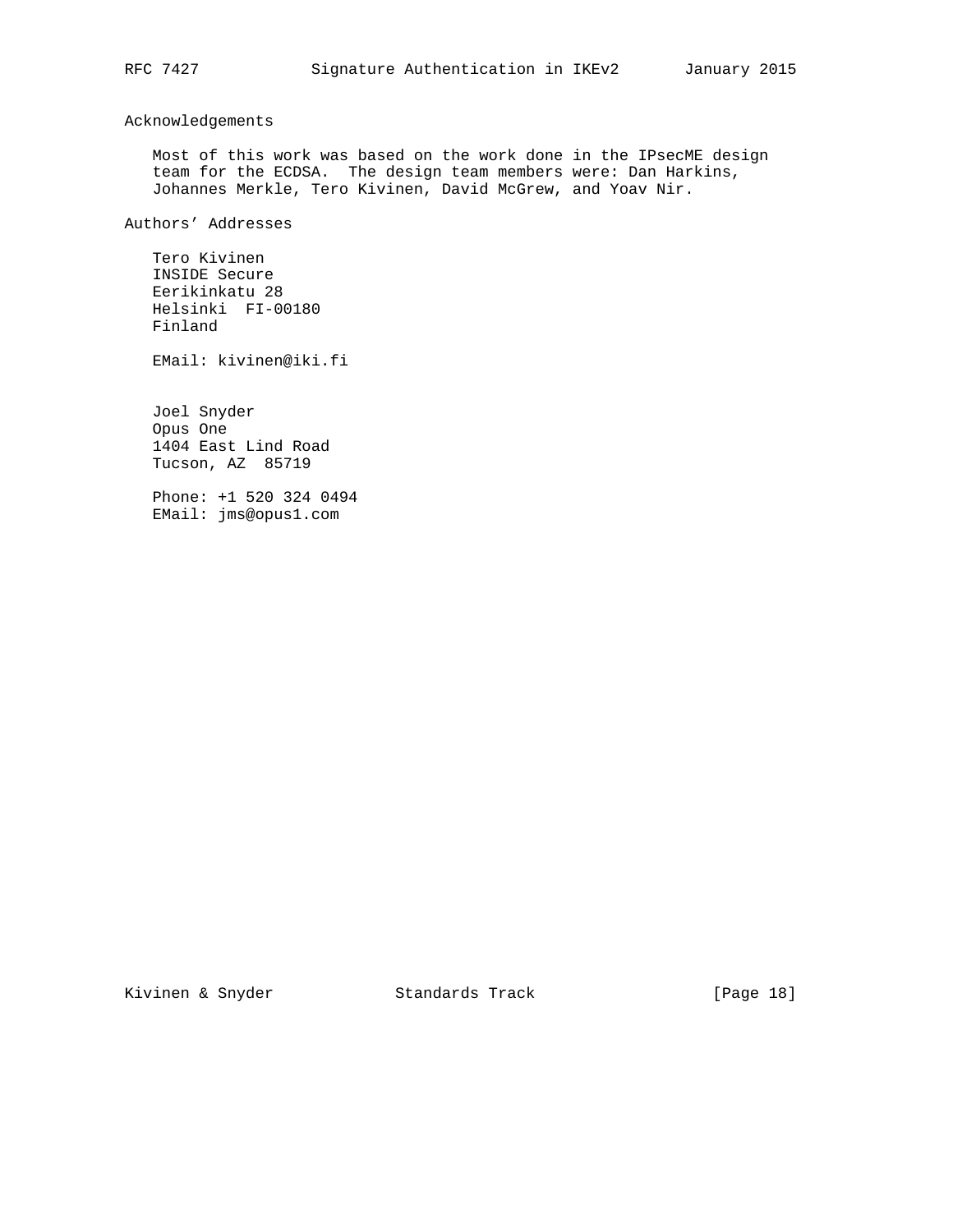## Acknowledgements

Most of this work was based on the work done in the IPsecME design team for the ECDSA. The design team members were: Dan Harkins, Johannes Merkle, Tero Kivinen, David McGrew, and Yoav Nir.

## Authors' Addresses

Tero Kivinen
INSIDE Secure
Eerikinkatu 28
Helsinki FI-00180
Finland

EMail: kivinen@iki.fi

Joel Snyder
Opus One
1404 East Lind Road
Tucson, AZ 85719

Phone: +1 520 324 0494
EMail: jms@opus1.com